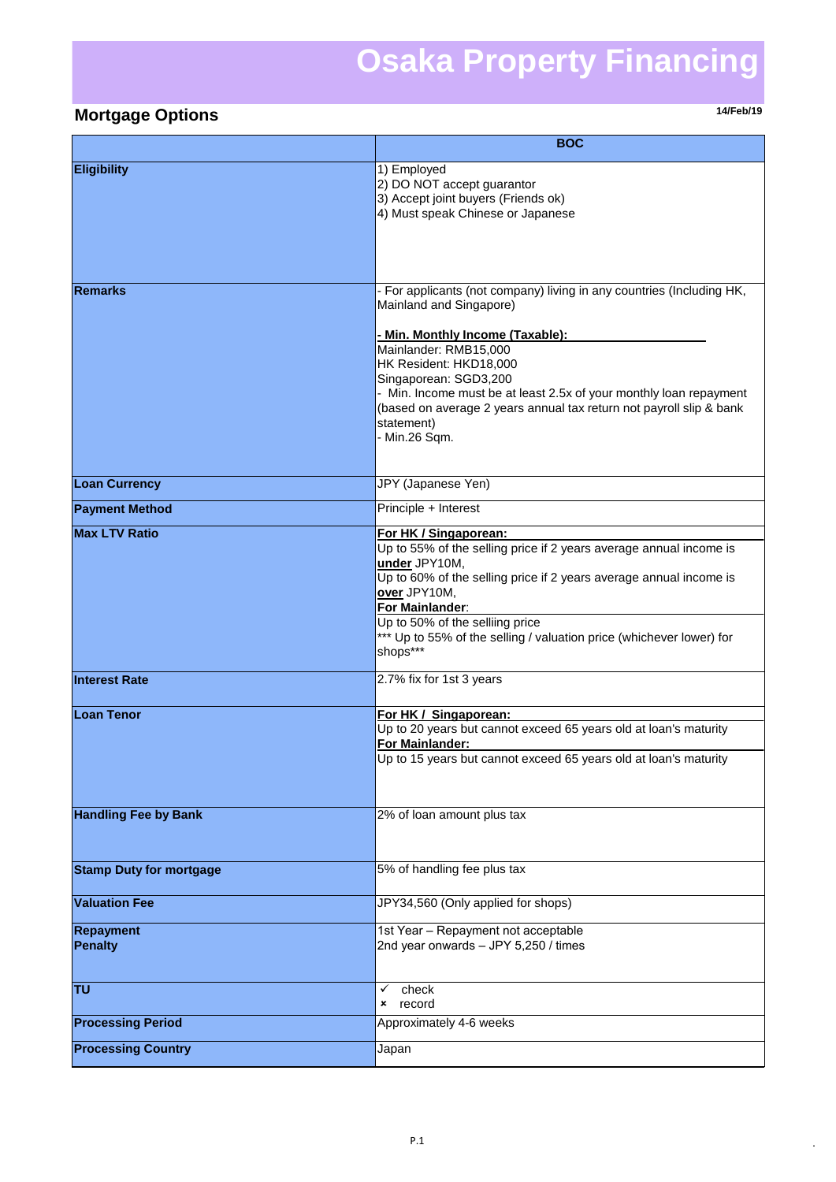# Osaka Property Financing

## Mortgage Options

14/Feb/19

| | BOC |
|---|---|
| **Eligibility** | 1) Employed<br>2) DO NOT accept guarantor<br>3) Accept joint buyers (Friends ok)<br>4) Must speak Chinese or Japanese |
| **Remarks** | - For applicants (not company) living in any countries (Including HK, Mainland and Singapore)<br><br>**- Min. Monthly Income (Taxable):**<br>Mainlander: RMB15,000<br>HK Resident: HKD18,000<br>Singaporean: SGD3,200<br>- Min. Income must be at least 2.5x of your monthly loan repayment (based on average 2 years annual tax return not payroll slip & bank statement)<br>- Min.26 Sqm. |
| **Loan Currency** | JPY (Japanese Yen) |
| **Payment Method** | Principle + Interest |
| **Max LTV Ratio** | **For HK / Singaporean:**<br>Up to 55% of the selling price if 2 years average annual income is **under** JPY10M,<br>Up to 60% of the selling price if 2 years average annual income is **over** JPY10M,<br>**For Mainlander**:<br>Up to 50% of the selliing price<br>*** Up to 55% of the selling / valuation price (whichever lower) for shops*** |
| **Interest Rate** | 2.7% fix for 1st 3 years |
| **Loan Tenor** | **For HK / Singaporean:**<br>Up to 20 years but cannot exceed 65 years old at loan's maturity<br>**For Mainlander:**<br>Up to 15 years but cannot exceed 65 years old at loan's maturity |
| **Handling Fee by Bank** | 2% of loan amount plus tax |
| **Stamp Duty for mortgage** | 5% of handling fee plus tax |
| **Valuation Fee** | JPY34,560 (Only applied for shops) |
| **Repayment Penalty** | 1st Year – Repayment not acceptable<br>2nd year onwards – JPY 5,250 / times |
| **TU** | ✓ check<br>× record |
| **Processing Period** | Approximately 4-6 weeks |
| **Processing Country** | Japan |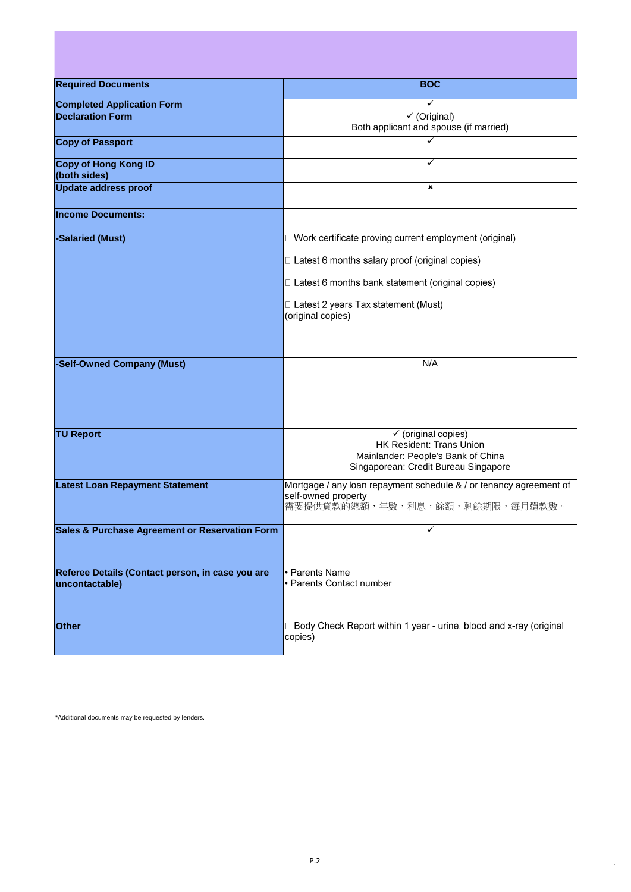| Required Documents | BOC |
|---|---|
| Completed Application Form | ✓ |
| Declaration Form | ✓ (Original)<br>Both applicant and spouse (if married) |
| Copy of Passport | ✓ |
| Copy of Hong Kong ID (both sides) | ✓ |
| Update address proof | × |
| Income Documents:<br><br>-Salaried (Must) | □ Work certificate proving current employment (original)<br><br>□ Latest 6 months salary proof (original copies)<br><br>□ Latest 6 months bank statement (original copies)<br><br>□ Latest 2 years Tax statement (Must) (original copies) |
| -Self-Owned Company (Must) | N/A |
| TU Report | ✓ (original copies)<br>HK Resident: Trans Union<br>Mainlander: People's Bank of China<br>Singaporean: Credit Bureau Singapore |
| Latest Loan Repayment Statement | Mortgage / any loan repayment schedule & / or tenancy agreement of self-owned property<br>需要提供貸款的總額，年數，利息，餘額，剩餘期限，每月還款數。 |
| Sales & Purchase Agreement or Reservation Form | ✓ |
| Referee Details (Contact person, in case you are uncontactable) | • Parents Name<br>• Parents Contact number |
| Other | □ Body Check Report within 1 year - urine, blood and x-ray (original copies) |

*Additional documents may be requested by lenders.